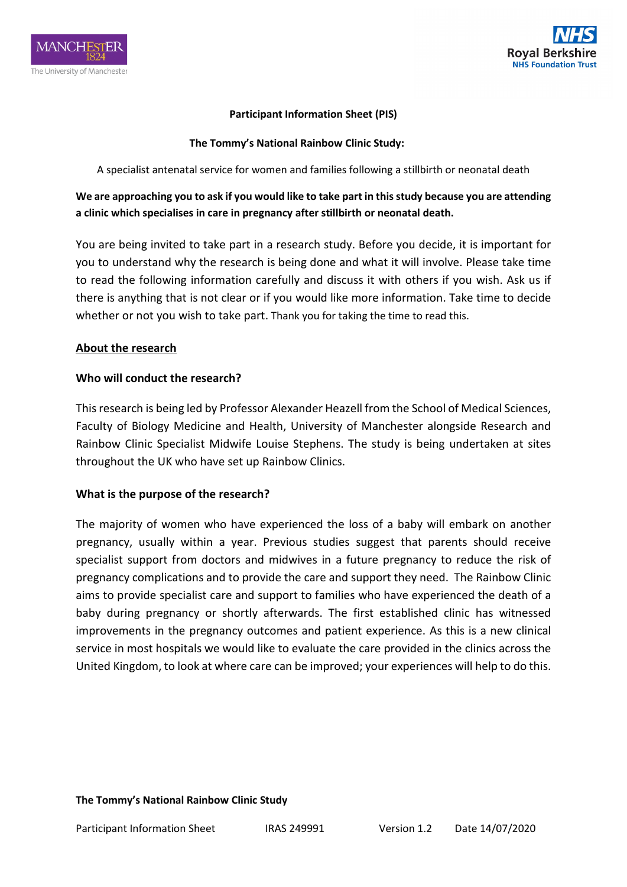**Participant Information Sheet (PIS)**

**The Tommy's National Rainbow Clinic Study:**

A specialist antenatal service for women and families following a stillbirth or neonatal death

**We are approaching you to ask if you would like to take part in this study because you are attending a clinic which specialises in care in pregnancy after stillbirth or neonatal death.**

You are being invited to take part in a research study. Before you decide, it is important for you to understand why the research is being done and what it will involve. Please take time to read the following information carefully and discuss it with others if you wish. Ask us if there is anything that is not clear or if you would like more information. Take time to decide whether or not you wish to take part. Thank you for taking the time to read this.

## About the research

### Who will conduct the research?

This research is being led by Professor Alexander Heazell from the School of Medical Sciences, Faculty of Biology Medicine and Health, University of Manchester alongside Research and Rainbow Clinic Specialist Midwife Louise Stephens. The study is being undertaken at sites throughout the UK who have set up Rainbow Clinics.

### What is the purpose of the research?

The majority of women who have experienced the loss of a baby will embark on another pregnancy, usually within a year. Previous studies suggest that parents should receive specialist support from doctors and midwives in a future pregnancy to reduce the risk of pregnancy complications and to provide the care and support they need. The Rainbow Clinic aims to provide specialist care and support to families who have experienced the death of a baby during pregnancy or shortly afterwards. The first established clinic has witnessed improvements in the pregnancy outcomes and patient experience. As this is a new clinical service in most hospitals we would like to evaluate the care provided in the clinics across the United Kingdom, to look at where care can be improved; your experiences will help to do this.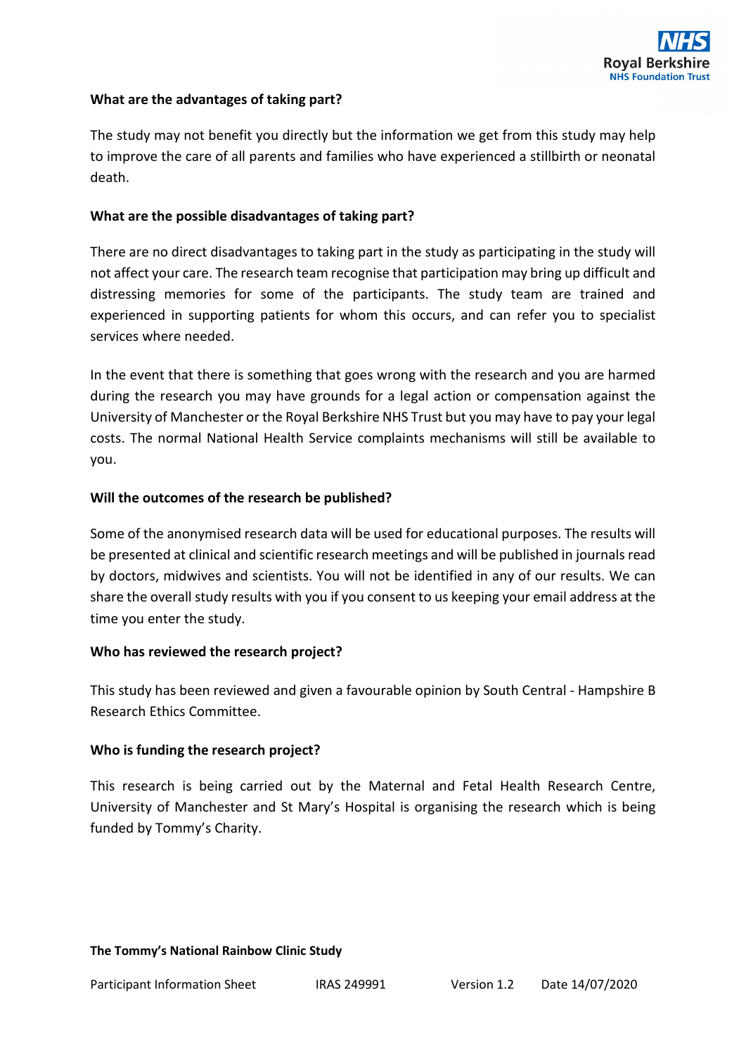**What are the advantages of taking part?**

The study may not benefit you directly but the information we get from this study may help to improve the care of all parents and families who have experienced a stillbirth or neonatal death.

**What are the possible disadvantages of taking part?**

There are no direct disadvantages to taking part in the study as participating in the study will not affect your care. The research team recognise that participation may bring up difficult and distressing memories for some of the participants. The study team are trained and experienced in supporting patients for whom this occurs, and can refer you to specialist services where needed.

In the event that there is something that goes wrong with the research and you are harmed during the research you may have grounds for a legal action or compensation against the University of Manchester or the Royal Berkshire NHS Trust but you may have to pay your legal costs. The normal National Health Service complaints mechanisms will still be available to you.

**Will the outcomes of the research be published?**

Some of the anonymised research data will be used for educational purposes. The results will be presented at clinical and scientific research meetings and will be published in journals read by doctors, midwives and scientists. You will not be identified in any of our results. We can share the overall study results with you if you consent to us keeping your email address at the time you enter the study.

**Who has reviewed the research project?**

This study has been reviewed and given a favourable opinion by South Central - Hampshire B Research Ethics Committee.

**Who is funding the research project?**

This research is being carried out by the Maternal and Fetal Health Research Centre, University of Manchester and St Mary's Hospital is organising the research which is being funded by Tommy's Charity.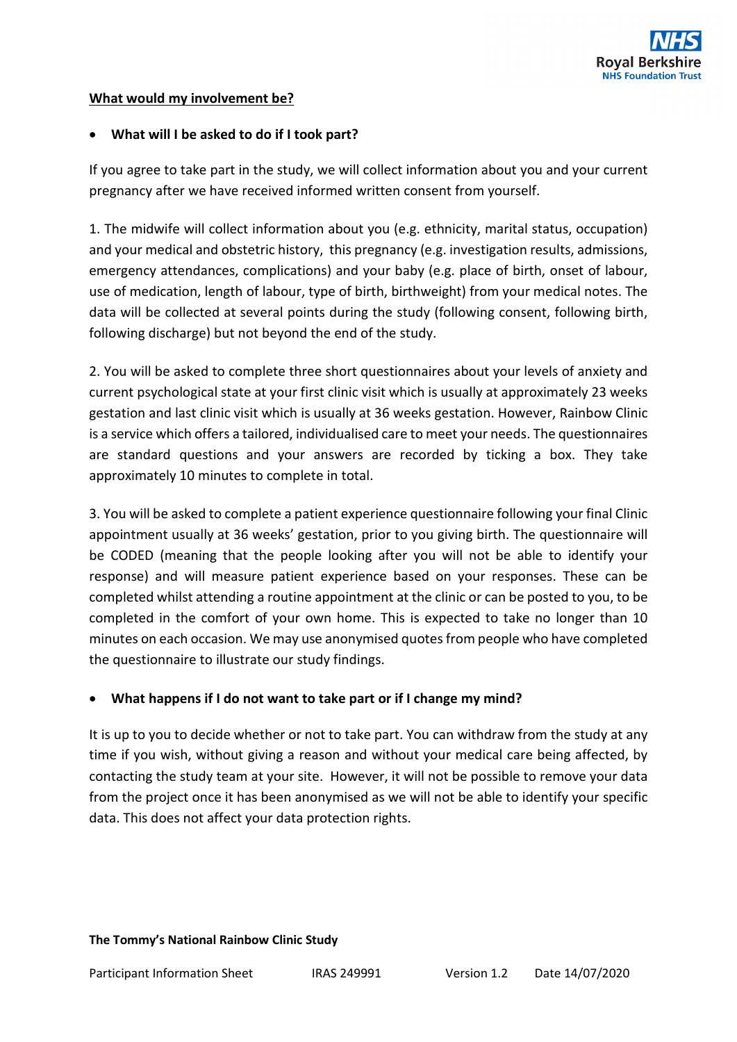## What would my involvement be?

- **What will I be asked to do if I took part?**

If you agree to take part in the study, we will collect information about you and your current pregnancy after we have received informed written consent from yourself.

1. The midwife will collect information about you (e.g. ethnicity, marital status, occupation) and your medical and obstetric history, this pregnancy (e.g. investigation results, admissions, emergency attendances, complications) and your baby (e.g. place of birth, onset of labour, use of medication, length of labour, type of birth, birthweight) from your medical notes. The data will be collected at several points during the study (following consent, following birth, following discharge) but not beyond the end of the study.

2. You will be asked to complete three short questionnaires about your levels of anxiety and current psychological state at your first clinic visit which is usually at approximately 23 weeks gestation and last clinic visit which is usually at 36 weeks gestation. However, Rainbow Clinic is a service which offers a tailored, individualised care to meet your needs. The questionnaires are standard questions and your answers are recorded by ticking a box. They take approximately 10 minutes to complete in total.

3. You will be asked to complete a patient experience questionnaire following your final Clinic appointment usually at 36 weeks' gestation, prior to you giving birth. The questionnaire will be CODED (meaning that the people looking after you will not be able to identify your response) and will measure patient experience based on your responses. These can be completed whilst attending a routine appointment at the clinic or can be posted to you, to be completed in the comfort of your own home. This is expected to take no longer than 10 minutes on each occasion. We may use anonymised quotes from people who have completed the questionnaire to illustrate our study findings.

- **What happens if I do not want to take part or if I change my mind?**

It is up to you to decide whether or not to take part. You can withdraw from the study at any time if you wish, without giving a reason and without your medical care being affected, by contacting the study team at your site. However, it will not be possible to remove your data from the project once it has been anonymised as we will not be able to identify your specific data. This does not affect your data protection rights.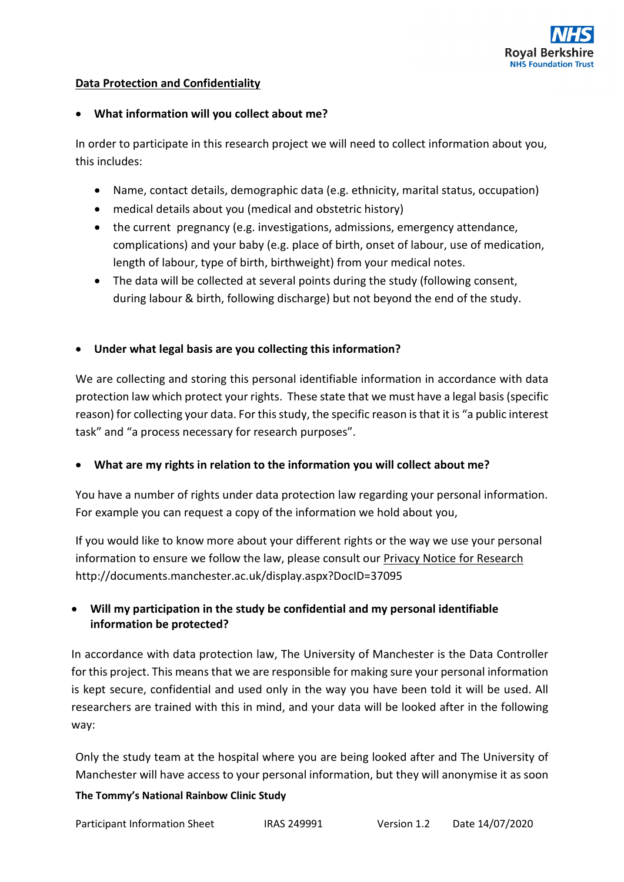## Data Protection and Confidentiality

- **What information will you collect about me?**

In order to participate in this research project we will need to collect information about you, this includes:

- Name, contact details, demographic data (e.g. ethnicity, marital status, occupation)
- medical details about you (medical and obstetric history)
- the current pregnancy (e.g. investigations, admissions, emergency attendance, complications) and your baby (e.g. place of birth, onset of labour, use of medication, length of labour, type of birth, birthweight) from your medical notes.
- The data will be collected at several points during the study (following consent, during labour & birth, following discharge) but not beyond the end of the study.

- **Under what legal basis are you collecting this information?**

We are collecting and storing this personal identifiable information in accordance with data protection law which protect your rights. These state that we must have a legal basis (specific reason) for collecting your data. For this study, the specific reason is that it is "a public interest task" and "a process necessary for research purposes".

- **What are my rights in relation to the information you will collect about me?**

You have a number of rights under data protection law regarding your personal information. For example you can request a copy of the information we hold about you,

If you would like to know more about your different rights or the way we use your personal information to ensure we follow the law, please consult our Privacy Notice for Research http://documents.manchester.ac.uk/display.aspx?DocID=37095

- **Will my participation in the study be confidential and my personal identifiable information be protected?**

In accordance with data protection law, The University of Manchester is the Data Controller for this project. This means that we are responsible for making sure your personal information is kept secure, confidential and used only in the way you have been told it will be used. All researchers are trained with this in mind, and your data will be looked after in the following way:

Only the study team at the hospital where you are being looked after and The University of Manchester will have access to your personal information, but they will anonymise it as soon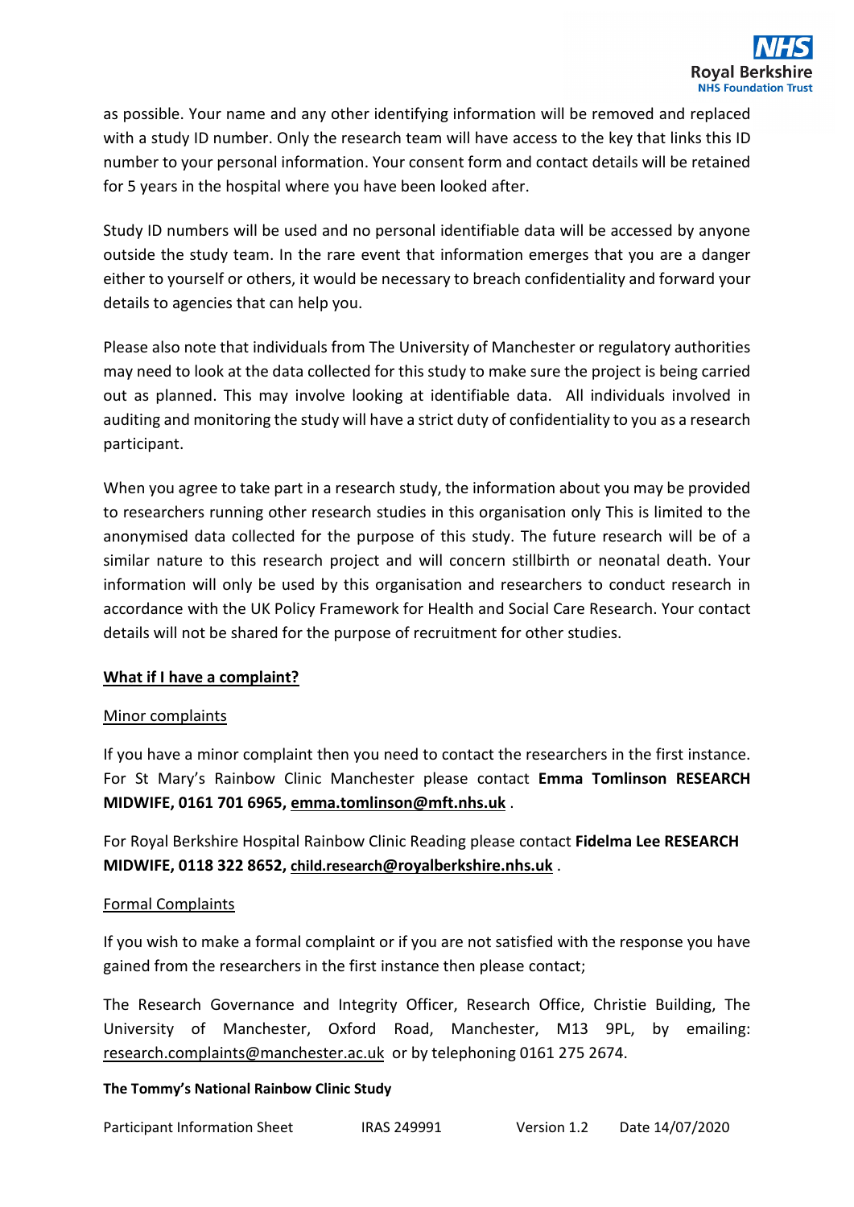as possible. Your name and any other identifying information will be removed and replaced with a study ID number. Only the research team will have access to the key that links this ID number to your personal information. Your consent form and contact details will be retained for 5 years in the hospital where you have been looked after.

Study ID numbers will be used and no personal identifiable data will be accessed by anyone outside the study team. In the rare event that information emerges that you are a danger either to yourself or others, it would be necessary to breach confidentiality and forward your details to agencies that can help you.

Please also note that individuals from The University of Manchester or regulatory authorities may need to look at the data collected for this study to make sure the project is being carried out as planned. This may involve looking at identifiable data. All individuals involved in auditing and monitoring the study will have a strict duty of confidentiality to you as a research participant.

When you agree to take part in a research study, the information about you may be provided to researchers running other research studies in this organisation only This is limited to the anonymised data collected for the purpose of this study. The future research will be of a similar nature to this research project and will concern stillbirth or neonatal death. Your information will only be used by this organisation and researchers to conduct research in accordance with the UK Policy Framework for Health and Social Care Research. Your contact details will not be shared for the purpose of recruitment for other studies.

## What if I have a complaint?

### Minor complaints

If you have a minor complaint then you need to contact the researchers in the first instance. For St Mary's Rainbow Clinic Manchester please contact **Emma Tomlinson RESEARCH MIDWIFE, 0161 701 6965, emma.tomlinson@mft.nhs.uk** .

For Royal Berkshire Hospital Rainbow Clinic Reading please contact **Fidelma Lee RESEARCH MIDWIFE, 0118 322 8652, child.research@royalberkshire.nhs.uk** .

### Formal Complaints

If you wish to make a formal complaint or if you are not satisfied with the response you have gained from the researchers in the first instance then please contact;

The Research Governance and Integrity Officer, Research Office, Christie Building, The University of Manchester, Oxford Road, Manchester, M13 9PL, by emailing: research.complaints@manchester.ac.uk or by telephoning 0161 275 2674.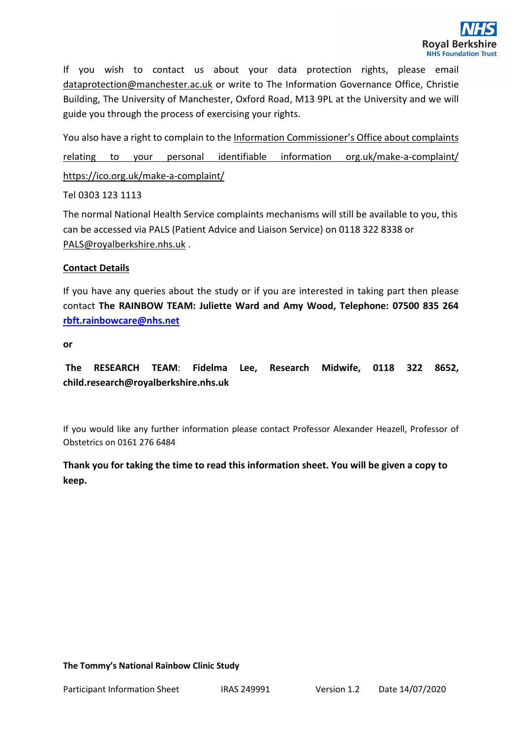If you wish to contact us about your data protection rights, please email dataprotection@manchester.ac.uk or write to The Information Governance Office, Christie Building, The University of Manchester, Oxford Road, M13 9PL at the University and we will guide you through the process of exercising your rights.

You also have a right to complain to the Information Commissioner's Office about complaints relating to your personal identifiable information org.uk/make-a-complaint/ https://ico.org.uk/make-a-complaint/

Tel 0303 123 1113

The normal National Health Service complaints mechanisms will still be available to you, this can be accessed via PALS (Patient Advice and Liaison Service) on 0118 322 8338 or PALS@royalberkshire.nhs.uk .

## Contact Details

If you have any queries about the study or if you are interested in taking part then please contact **The RAINBOW TEAM: Juliette Ward and Amy Wood, Telephone: 07500 835 264** **rbft.rainbowcare@nhs.net**

**or**

**The RESEARCH TEAM**: **Fidelma Lee, Research Midwife, 0118 322 8652, child.research@royalberkshire.nhs.uk**

If you would like any further information please contact Professor Alexander Heazell, Professor of Obstetrics on 0161 276 6484

**Thank you for taking the time to read this information sheet. You will be given a copy to keep.**